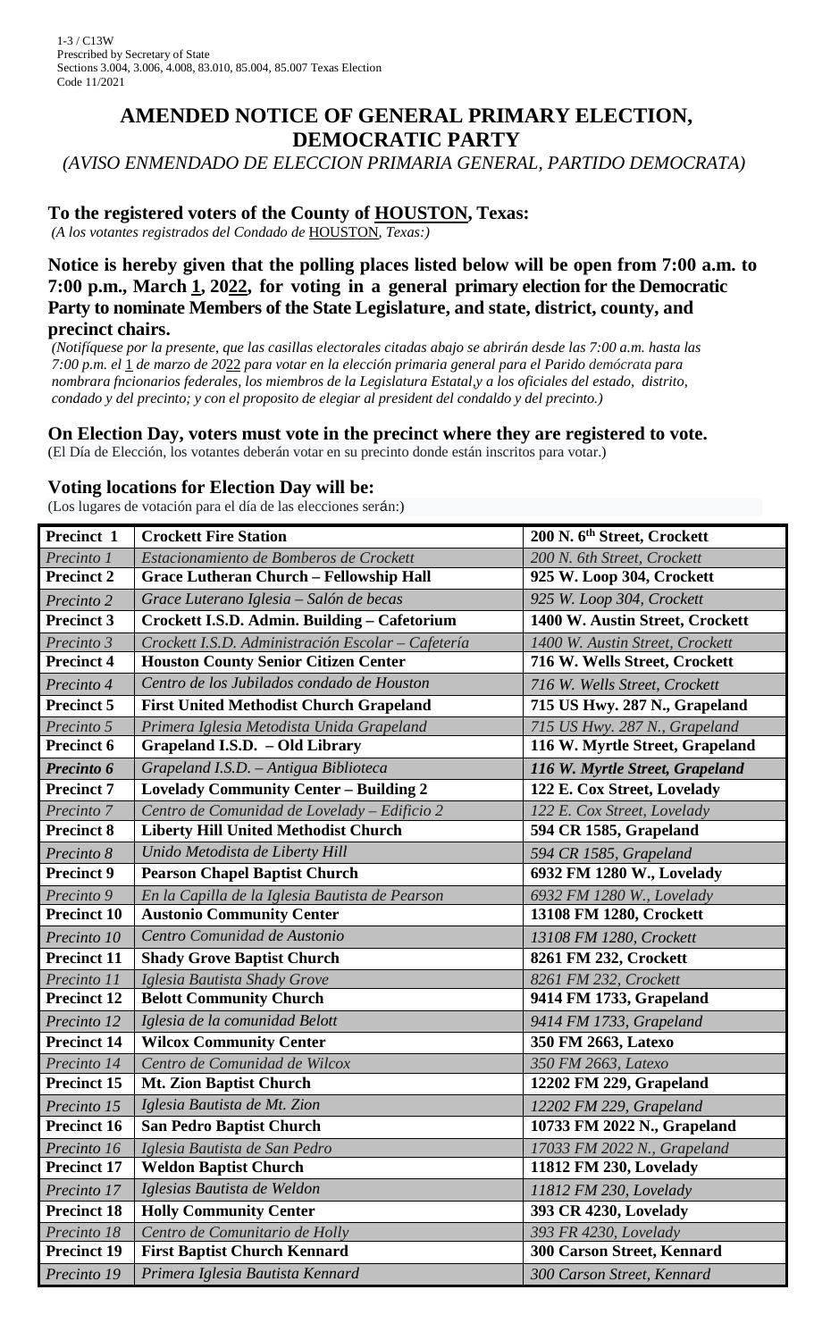1-3 / C13W
Prescribed by Secretary of State
Sections 3.004, 3.006, 4.008, 83.010, 85.004, 85.007 Texas Election
Code 11/2021

# AMENDED NOTICE OF GENERAL PRIMARY ELECTION, DEMOCRATIC PARTY

*(AVISO ENMENDADO DE ELECCION PRIMARIA GENERAL, PARTIDO DEMOCRATA)*

**To the registered voters of the County of HOUSTON, Texas:**

*(A los votantes registrados del Condado de* HOUSTON*, Texas:)*

**Notice is hereby given that the polling places listed below will be open from 7:00 a.m. to 7:00 p.m., March 1, 2022, for voting in a general primary election for the Democratic Party to nominate Members of the State Legislature, and state, district, county, and precinct chairs.**

*(Notifíquese por la presente, que las casillas electorales citadas abajo se abrirán desde las 7:00 a.m. hasta las 7:00 p.m. el 1 de marzo de 2022 para votar en la elección primaria general para el Parido demócrata para nombrara fncionarios federales, los miembros de la Legislatura Estatal,y a los oficiales del estado, distrito, condado y del precinto; y con el proposito de elegiar al president del condaldo y del precinto.)*

**On Election Day, voters must vote in the precinct where they are registered to vote.**

(El Día de Elección, los votantes deberán votar en su precinto donde están inscritos para votar.)

**Voting locations for Election Day will be:**

(Los lugares de votación para el día de las elecciones serán:)

| **Precinct 1** | **Crockett Fire Station** | **200 N. 6th Street, Crockett** |
|---|---|---|
| *Precinto 1* | *Estacionamiento de Bomberos de Crockett* | *200 N. 6th Street, Crockett* |
| **Precinct 2** | **Grace Lutheran Church – Fellowship Hall** | **925 W. Loop 304, Crockett** |
| *Precinto 2* | *Grace Luterano Iglesia – Salón de becas* | *925 W. Loop 304, Crockett* |
| **Precinct 3** | **Crockett I.S.D. Admin. Building – Cafetorium** | **1400 W. Austin Street, Crockett** |
| *Precinto 3* | *Crockett I.S.D. Administración Escolar – Cafetería* | *1400 W. Austin Street, Crockett* |
| **Precinct 4** | **Houston County Senior Citizen Center** | **716 W. Wells Street, Crockett** |
| *Precinto 4* | *Centro de los Jubilados condado de Houston* | *716 W. Wells Street, Crockett* |
| **Precinct 5** | **First United Methodist Church Grapeland** | **715 US Hwy. 287 N., Grapeland** |
| *Precinto 5* | *Primera Iglesia Metodista Unida Grapeland* | *715 US Hwy. 287 N., Grapeland* |
| **Precinct 6** | **Grapeland I.S.D. – Old Library** | **116 W. Myrtle Street, Grapeland** |
| ***Precinto 6*** | *Grapeland I.S.D. – Antigua Biblioteca* | ***116 W. Myrtle Street, Grapeland*** |
| **Precinct 7** | **Lovelady Community Center – Building 2** | **122 E. Cox Street, Lovelady** |
| *Precinto 7* | *Centro de Comunidad de Lovelady – Edificio 2* | *122 E. Cox Street, Lovelady* |
| **Precinct 8** | **Liberty Hill United Methodist Church** | **594 CR 1585, Grapeland** |
| *Precinto 8* | *Unido Metodista de Liberty Hill* | *594 CR 1585, Grapeland* |
| **Precinct 9** | **Pearson Chapel Baptist Church** | **6932 FM 1280 W., Lovelady** |
| *Precinto 9* | *En la Capilla de la Iglesia Bautista de Pearson* | *6932 FM 1280 W., Lovelady* |
| **Precinct 10** | **Austonio Community Center** | **13108 FM 1280, Crockett** |
| *Precinto 10* | *Centro Comunidad de Austonio* | *13108 FM 1280, Crockett* |
| **Precinct 11** | **Shady Grove Baptist Church** | **8261 FM 232, Crockett** |
| *Precinto 11* | *Iglesia Bautista Shady Grove* | *8261 FM 232, Crockett* |
| **Precinct 12** | **Belott Community Church** | **9414 FM 1733, Grapeland** |
| *Precinto 12* | *Iglesia de la comunidad Belott* | *9414 FM 1733, Grapeland* |
| **Precinct 14** | **Wilcox Community Center** | **350 FM 2663, Latexo** |
| *Precinto 14* | *Centro de Comunidad de Wilcox* | *350 FM 2663, Latexo* |
| **Precinct 15** | **Mt. Zion Baptist Church** | **12202 FM 229, Grapeland** |
| *Precinto 15* | *Iglesia Bautista de Mt. Zion* | *12202 FM 229, Grapeland* |
| **Precinct 16** | **San Pedro Baptist Church** | **10733 FM 2022 N., Grapeland** |
| *Precinto 16* | *Iglesia Bautista de San Pedro* | *17033 FM 2022 N., Grapeland* |
| **Precinct 17** | **Weldon Baptist Church** | **11812 FM 230, Lovelady** |
| *Precinto 17* | *Iglesias Bautista de Weldon* | *11812 FM 230, Lovelady* |
| **Precinct 18** | **Holly Community Center** | **393 CR 4230, Lovelady** |
| *Precinto 18* | *Centro de Comunitario de Holly* | *393 FR 4230, Lovelady* |
| **Precinct 19** | **First Baptist Church Kennard** | **300 Carson Street, Kennard** |
| *Precinto 19* | *Primera Iglesia Bautista Kennard* | *300 Carson Street, Kennard* |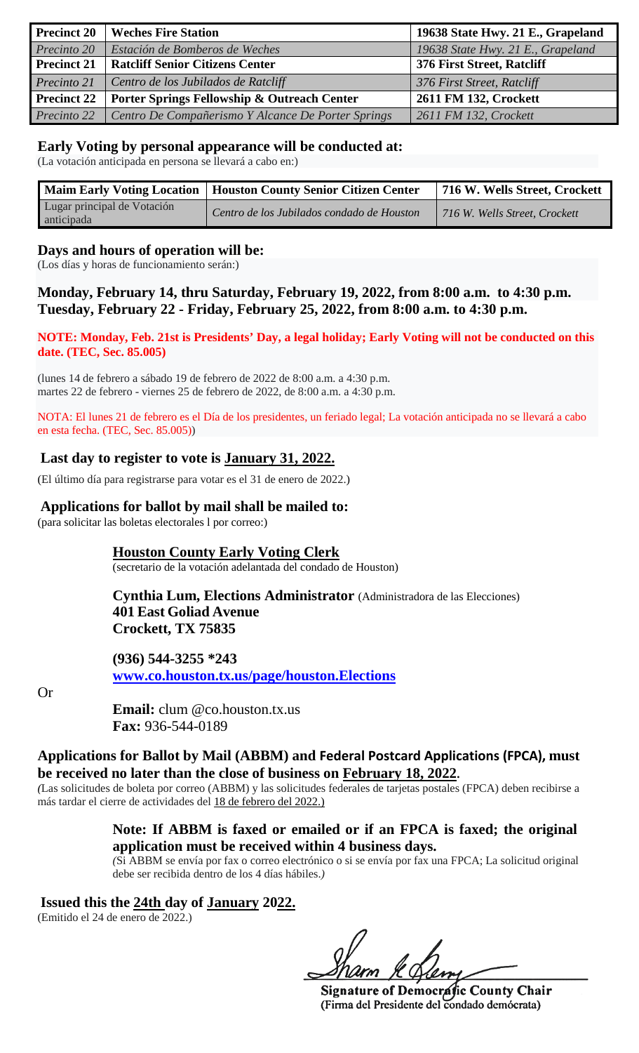| | | |
|---|---|---|
| **Precinct 20** | **Weches Fire Station** | **19638 State Hwy. 21 E., Grapeland** |
| *Precinto 20* | *Estación de Bomberos de Weches* | *19638 State Hwy. 21 E., Grapeland* |
| **Precinct 21** | **Ratcliff Senior Citizens Center** | **376 First Street, Ratcliff** |
| *Precinto 21* | *Centro de los Jubilados de Ratcliff* | *376 First Street, Ratcliff* |
| **Precinct 22** | **Porter Springs Fellowship & Outreach Center** | **2611 FM 132, Crockett** |
| *Precinto 22* | *Centro De Compañerismo Y Alcance De Porter Springs* | *2611 FM 132, Crockett* |

**Early Voting by personal appearance will be conducted at:**

(La votación anticipada en persona se llevará a cabo en:)

| | | |
|---|---|---|
| **Maim Early Voting Location** | **Houston County Senior Citizen Center** | **716 W. Wells Street, Crockett** |
| Lugar principal de Votación anticipada | *Centro de los Jubilados condado de Houston* | *716 W. Wells Street, Crockett* |

**Days and hours of operation will be:**

(Los días y horas de funcionamiento serán:)

**Monday, February 14, thru Saturday, February 19, 2022, from 8:00 a.m. to 4:30 p.m.**
**Tuesday, February 22 - Friday, February 25, 2022, from 8:00 a.m. to 4:30 p.m.**

**NOTE: Monday, Feb. 21st is Presidents' Day, a legal holiday; Early Voting will not be conducted on this date. (TEC, Sec. 85.005)**

(lunes 14 de febrero a sábado 19 de febrero de 2022 de 8:00 a.m. a 4:30 p.m.
martes 22 de febrero - viernes 25 de febrero de 2022, de 8:00 a.m. a 4:30 p.m.

NOTA: El lunes 21 de febrero es el Día de los presidentes, un feriado legal; La votación anticipada no se llevará a cabo en esta fecha. (TEC, Sec. 85.005))

**Last day to register to vote is January 31, 2022.**

(El último día para registrarse para votar es el 31 de enero de 2022.)

**Applications for ballot by mail shall be mailed to:**

(para solicitar las boletas electorales l por correo:)

**Houston County Early Voting Clerk**
(secretario de la votación adelantada del condado de Houston)

**Cynthia Lum, Elections Administrator** (Administradora de las Elecciones)
**401 East Goliad Avenue**
**Crockett, TX 75835**

**(936) 544-3255 *243**
**www.co.houston.tx.us/page/houston.Elections**

Or

**Email:** clum @co.houston.tx.us
**Fax:** 936-544-0189

**Applications for Ballot by Mail (ABBM) and Federal Postcard Applications (FPCA), must be received no later than the close of business on February 18, 2022.**

(Las solicitudes de boleta por correo (ABBM) y las solicitudes federales de tarjetas postales (FPCA) deben recibirse a más tardar el cierre de actividades del 18 de febrero del 2022.)

**Note: If ABBM is faxed or emailed or if an FPCA is faxed; the original application must be received within 4 business days.**

(Si ABBM se envía por fax o correo electrónico o si se envía por fax una FPCA; La solicitud original debe ser recibida dentro de los 4 días hábiles.)

**Issued this the 24th day of January 2022.**

(Emitido el 24 de enero de 2022.)

**Signature of Democratic County Chair**
(Firma del Presidente del condado demócrata)